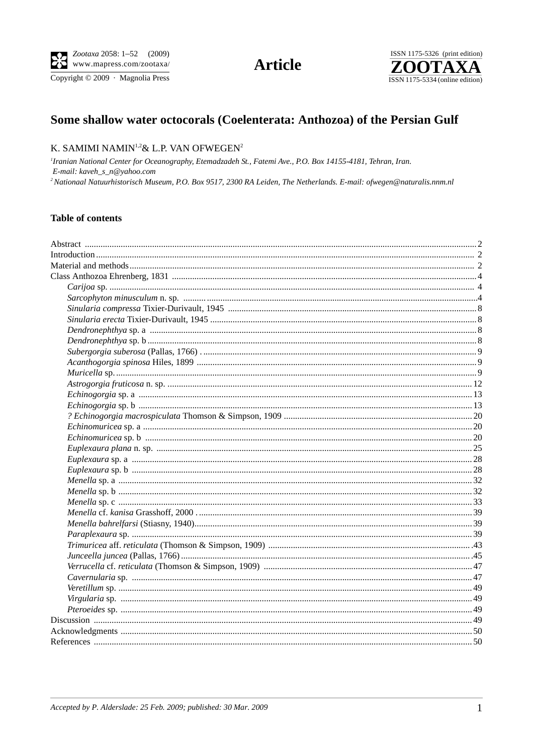**Article**

# Some shallow water octocorals (Coelenterata: Anthozoa) of the Persian Gulf

K. SAMIMI NAMIN[1,2] & L.P. VAN OFWEGEN[2]

[1] *Iranian National Center for Oceanography, Etemadzadeh St., Fatemi Ave., P.O. Box 14155-4181, Tehran, Iran. E-mail: kaveh_s_n@yahoo.com*

[2] *Nationaal Natuurhistorisch Museum, P.O. Box 9517, 2300 RA Leiden, The Netherlands. E-mail: ofwegen@naturalis.nnm.nl*

## Table of contents

| | |
|---|---|
| Abstract | 2 |
| Introduction | 2 |
| Material and methods | 2 |
| Class Anthozoa Ehrenberg, 1831 | 4 |
| *Carijoa* sp. | 4 |
| *Sarcophyton minusculum* n. sp. | 4 |
| *Sinularia compressa* Tixier-Durivault, 1945 | 8 |
| *Sinularia erecta* Tixier-Durivault, 1945 | 8 |
| *Dendronephthya* sp. a | 8 |
| *Dendronephthya* sp. b | 8 |
| *Subergorgia suberosa* (Pallas, 1766) | 9 |
| *Acanthogorgia spinosa* Hiles, 1899 | 9 |
| *Muricella* sp. | 9 |
| *Astrogorgia fruticosa* n. sp. | 12 |
| *Echinogorgia* sp. a | 13 |
| *Echinogorgia* sp. b | 13 |
| *? Echinogorgia macrospiculata* Thomson & Simpson, 1909 | 20 |
| *Echinomuricea* sp. a | 20 |
| *Echinomuricea* sp. b | 20 |
| *Euplexaura plana* n. sp. | 25 |
| *Euplexaura* sp. a | 28 |
| *Euplexaura* sp. b | 28 |
| *Menella* sp. a | 32 |
| *Menella* sp. b | 32 |
| *Menella* sp. c | 33 |
| *Menella* cf. *kanisa* Grasshoff, 2000 | 39 |
| *Menella bahrelfarsi* (Stiasny, 1940) | 39 |
| *Paraplexaura* sp. | 39 |
| *Trimuricea* aff. *reticulata* (Thomson & Simpson, 1909) | 43 |
| *Junceella juncea* (Pallas, 1766) | 45 |
| *Verrucella* cf. *reticulata* (Thomson & Simpson, 1909) | 47 |
| *Cavernularia* sp. | 47 |
| *Veretillum* sp. | 49 |
| *Virgularia* sp. | 49 |
| *Pteroeides* sp. | 49 |
| Discussion | 49 |
| Acknowledgments | 50 |
| References | 50 |

*Accepted by P. Alderslade: 25 Feb. 2009; published: 30 Mar. 2009*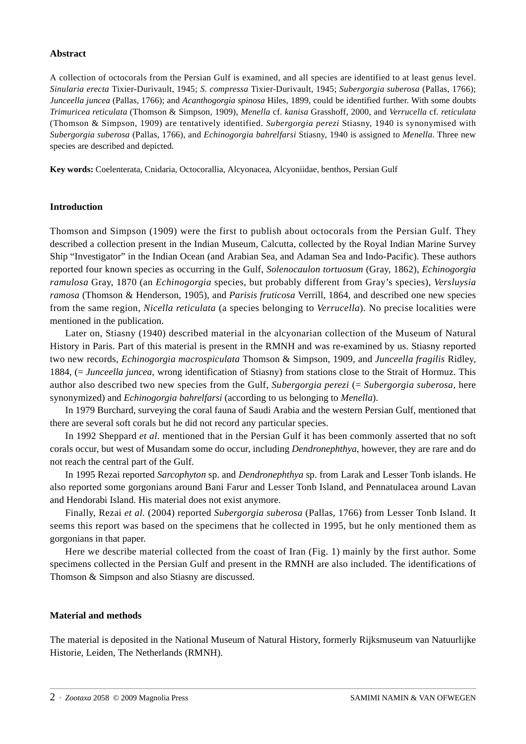**Abstract**

A collection of octocorals from the Persian Gulf is examined, and all species are identified to at least genus level. *Sinularia erecta* Tixier-Durivault, 1945; *S. compressa* Tixier-Durivault, 1945; *Subergorgia suberosa* (Pallas, 1766); *Junceella juncea* (Pallas, 1766); and *Acanthogorgia spinosa* Hiles, 1899, could be identified further. With some doubts *Trimuricea reticulata* (Thomson & Simpson, 1909), *Menella* cf. *kanisa* Grasshoff, 2000, and *Verrucella* cf. *reticulata* (Thomson & Simpson, 1909) are tentatively identified. *Subergorgia perezi* Stiasny, 1940 is synonymised with *Subergorgia suberosa* (Pallas, 1766), and *Echinogorgia bahrelfarsi* Stiasny, 1940 is assigned to *Menella*. Three new species are described and depicted.

**Key words:** Coelenterata, Cnidaria, Octocorallia, Alcyonacea, Alcyoniidae, benthos, Persian Gulf

## Introduction

Thomson and Simpson (1909) were the first to publish about octocorals from the Persian Gulf. They described a collection present in the Indian Museum, Calcutta, collected by the Royal Indian Marine Survey Ship “Investigator” in the Indian Ocean (and Arabian Sea, and Adaman Sea and Indo-Pacific). These authors reported four known species as occurring in the Gulf, *Solenocaulon tortuosum* (Gray, 1862), *Echinogorgia ramulosa* Gray, 1870 (an *Echinogorgia* species, but probably different from Gray’s species), *Versluysia ramosa* (Thomson & Henderson, 1905), and *Parisis fruticosa* Verrill, 1864, and described one new species from the same region, *Nicella reticulata* (a species belonging to *Verrucella*). No precise localities were mentioned in the publication.

Later on, Stiasny (1940) described material in the alcyonarian collection of the Museum of Natural History in Paris. Part of this material is present in the RMNH and was re-examined by us. Stiasny reported two new records, *Echinogorgia macrospiculata* Thomson & Simpson, 1909, and *Junceella fragilis* Ridley, 1884, (= *Junceella juncea*, wrong identification of Stiasny) from stations close to the Strait of Hormuz. This author also described two new species from the Gulf, *Subergorgia perezi* (= *Subergorgia suberosa*, here synonymized) and *Echinogorgia bahrelfarsi* (according to us belonging to *Menella*).

In 1979 Burchard, surveying the coral fauna of Saudi Arabia and the western Persian Gulf, mentioned that there are several soft corals but he did not record any particular species.

In 1992 Sheppard *et al.* mentioned that in the Persian Gulf it has been commonly asserted that no soft corals occur, but west of Musandam some do occur, including *Dendronephthya*, however, they are rare and do not reach the central part of the Gulf.

In 1995 Rezai reported *Sarcophyton* sp. and *Dendronephthya* sp. from Larak and Lesser Tonb islands. He also reported some gorgonians around Bani Farur and Lesser Tonb Island, and Pennatulacea around Lavan and Hendorabi Island. His material does not exist anymore.

Finally, Rezai *et al.* (2004) reported *Subergorgia suberosa* (Pallas, 1766) from Lesser Tonb Island. It seems this report was based on the specimens that he collected in 1995, but he only mentioned them as gorgonians in that paper.

Here we describe material collected from the coast of Iran (Fig. 1) mainly by the first author. Some specimens collected in the Persian Gulf and present in the RMNH are also included. The identifications of Thomson & Simpson and also Stiasny are discussed.

## Material and methods

The material is deposited in the National Museum of Natural History, formerly Rijksmuseum van Natuurlijke Historie, Leiden, The Netherlands (RMNH).